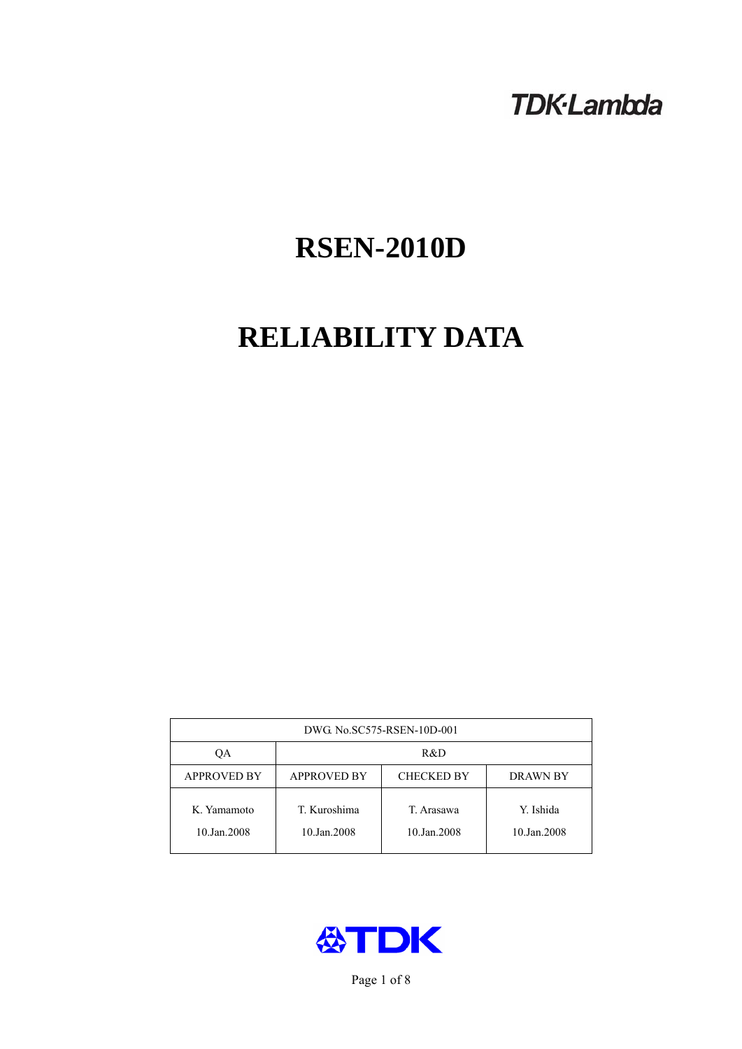TDK·Lambda

# RSEN-2010D

# RELIABILITY DATA

| DWG. No.SC575-RSEN-10D-001 | | | |
|---|---|---|---|
| QA | R&D | | |
| APPROVED BY | APPROVED BY | CHECKED BY | DRAWN BY |
| K. Yamamoto<br>10.Jan.2008 | T. Kuroshima<br>10.Jan.2008 | T. Arasawa<br>10.Jan.2008 | Y. Ishida<br>10.Jan.2008 |

TDK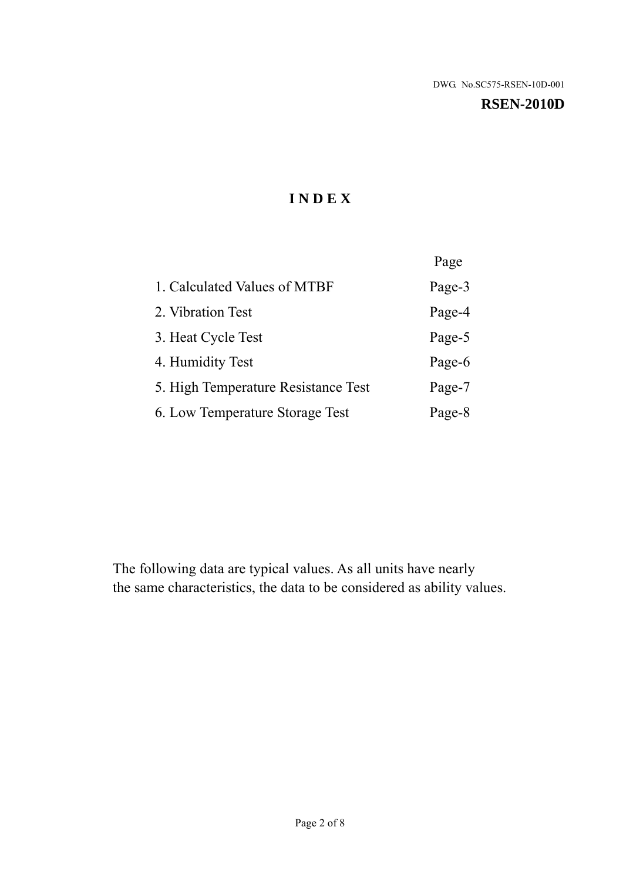DWG. No.SC575-RSEN-10D-001

**RSEN-2010D**

# I N D E X

| | Page |
|---|---|
| 1. Calculated Values of MTBF | Page-3 |
| 2. Vibration Test | Page-4 |
| 3. Heat Cycle Test | Page-5 |
| 4. Humidity Test | Page-6 |
| 5. High Temperature Resistance Test | Page-7 |
| 6. Low Temperature Storage Test | Page-8 |

The following data are typical values. As all units have nearly
the same characteristics, the data to be considered as ability values.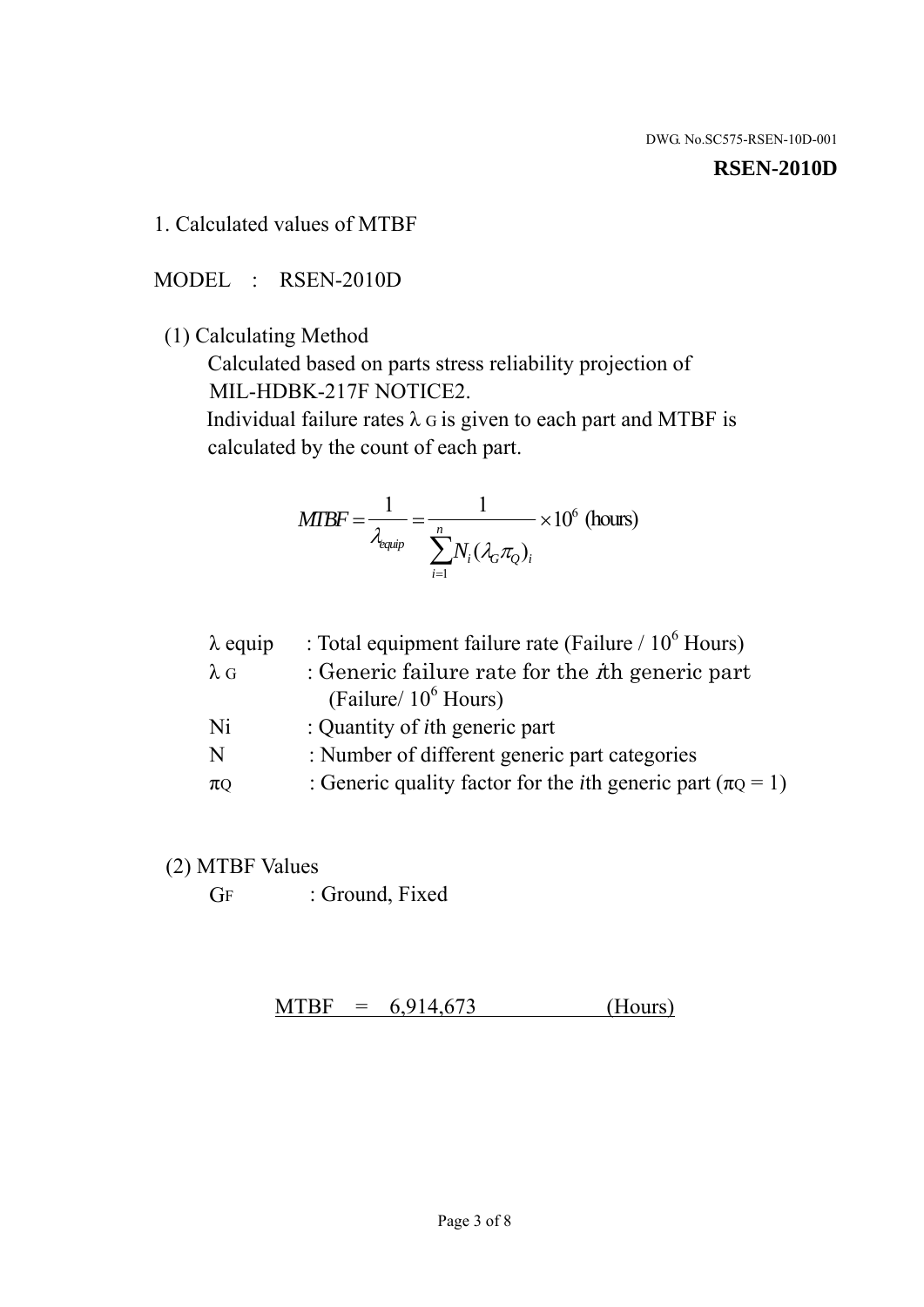DWG. No.SC575-RSEN-10D-001

**RSEN-2010D**

1. Calculated values of MTBF

MODEL : RSEN-2010D

(1) Calculating Method

Calculated based on parts stress reliability projection of MIL-HDBK-217F NOTICE2.

Individual failure rates $\lambda_G$ is given to each part and MTBF is calculated by the count of each part.

$$MTBF = \frac{1}{\lambda_{equip}} = \frac{1}{\sum_{i=1}^{n} N_i (\lambda_G \pi_Q)_i} \times 10^6 \text{ (hours)}$$

| | |
|---|---|
| $\lambda$ equip | : Total equipment failure rate (Failure / $10^6$ Hours) |
| $\lambda_G$ | : Generic failure rate for the *i*th generic part (Failure/ $10^6$ Hours) |
| Ni | : Quantity of *i*th generic part |
| N | : Number of different generic part categories |
| $\pi_Q$ | : Generic quality factor for the *i*th generic part ($\pi_Q = 1$) |

(2) MTBF Values

$G_F$ : Ground, Fixed

MTBF = 6,914,673 (Hours)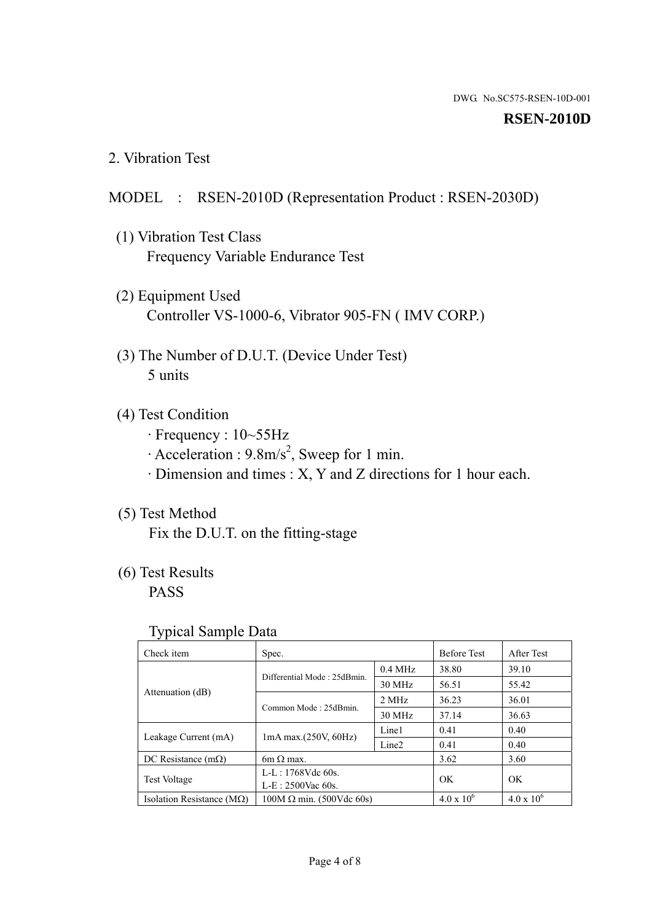DWG. No.SC575-RSEN-10D-001

**RSEN-2010D**

## 2. Vibration Test

MODEL : RSEN-2010D (Representation Product : RSEN-2030D)

(1) Vibration Test Class
Frequency Variable Endurance Test

(2) Equipment Used
Controller VS-1000-6, Vibrator 905-FN ( IMV CORP.)

(3) The Number of D.U.T. (Device Under Test)
5 units

(4) Test Condition
· Frequency : 10~55Hz
· Acceleration : 9.8m/s$^2$, Sweep for 1 min.
· Dimension and times : X, Y and Z directions for 1 hour each.

(5) Test Method
Fix the D.U.T. on the fitting-stage

(6) Test Results
PASS

Typical Sample Data

| Check item | Spec. | | Before Test | After Test |
|---|---|---|---|---|
| Attenuation (dB) | Differential Mode : 25dBmin. | 0.4 MHz | 38.80 | 39.10 |
| | | 30 MHz | 56.51 | 55.42 |
| | Common Mode : 25dBmin. | 2 MHz | 36.23 | 36.01 |
| | | 30 MHz | 37.14 | 36.63 |
| Leakage Current (mA) | 1mA max.(250V, 60Hz) | Line1 | 0.41 | 0.40 |
| | | Line2 | 0.41 | 0.40 |
| DC Resistance (mΩ) | 6m Ω max. | | 3.62 | 3.60 |
| Test Voltage | L-L : 1768Vdc 60s.<br>L-E : 2500Vac 60s. | | OK | OK |
| Isolation Resistance (MΩ) | 100M Ω min. (500Vdc 60s) | | 4.0 x $10^6$ | 4.0 x $10^6$ |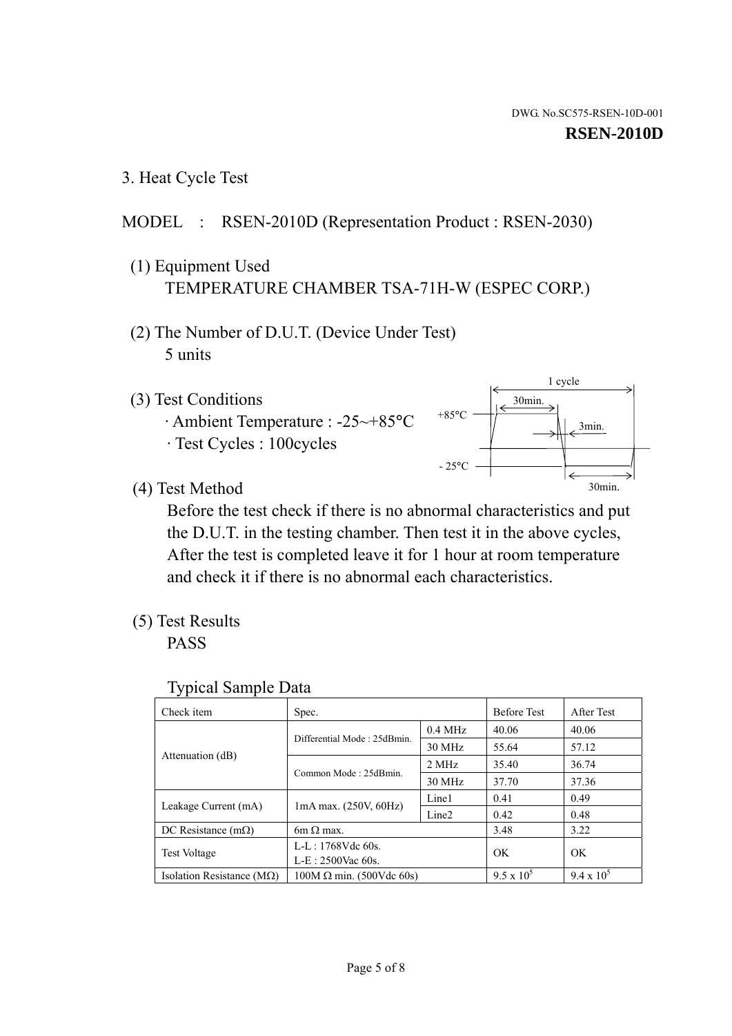DWG. No.SC575-RSEN-10D-001

**RSEN-2010D**

## 3. Heat Cycle Test

MODEL : RSEN-2010D (Representation Product : RSEN-2030)

(1) Equipment Used

TEMPERATURE CHAMBER TSA-71H-W (ESPEC CORP.)

(2) The Number of D.U.T. (Device Under Test)

5 units

(3) Test Conditions

· Ambient Temperature : -25~+85°C

· Test Cycles : 100cycles

1 cycle

30min.

+85°C

3min.

- 25°C

30min.

(4) Test Method

Before the test check if there is no abnormal characteristics and put the D.U.T. in the testing chamber. Then test it in the above cycles, After the test is completed leave it for 1 hour at room temperature and check it if there is no abnormal each characteristics.

(5) Test Results

PASS

Typical Sample Data

| Check item | Spec. | | Before Test | After Test |
|---|---|---|---|---|
| Attenuation (dB) | Differential Mode : 25dBmin. | 0.4 MHz | 40.06 | 40.06 |
| | | 30 MHz | 55.64 | 57.12 |
| | Common Mode : 25dBmin. | 2 MHz | 35.40 | 36.74 |
| | | 30 MHz | 37.70 | 37.36 |
| Leakage Current (mA) | 1mA max. (250V, 60Hz) | Line1 | 0.41 | 0.49 |
| | | Line2 | 0.42 | 0.48 |
| DC Resistance (mΩ) | 6m Ω max. | | 3.48 | 3.22 |
| Test Voltage | L-L : 1768Vdc 60s.<br>L-E : 2500Vac 60s. | | OK | OK |
| Isolation Resistance (MΩ) | 100M Ω min. (500Vdc 60s) | | $9.5 \times 10^5$ | $9.4 \times 10^5$ |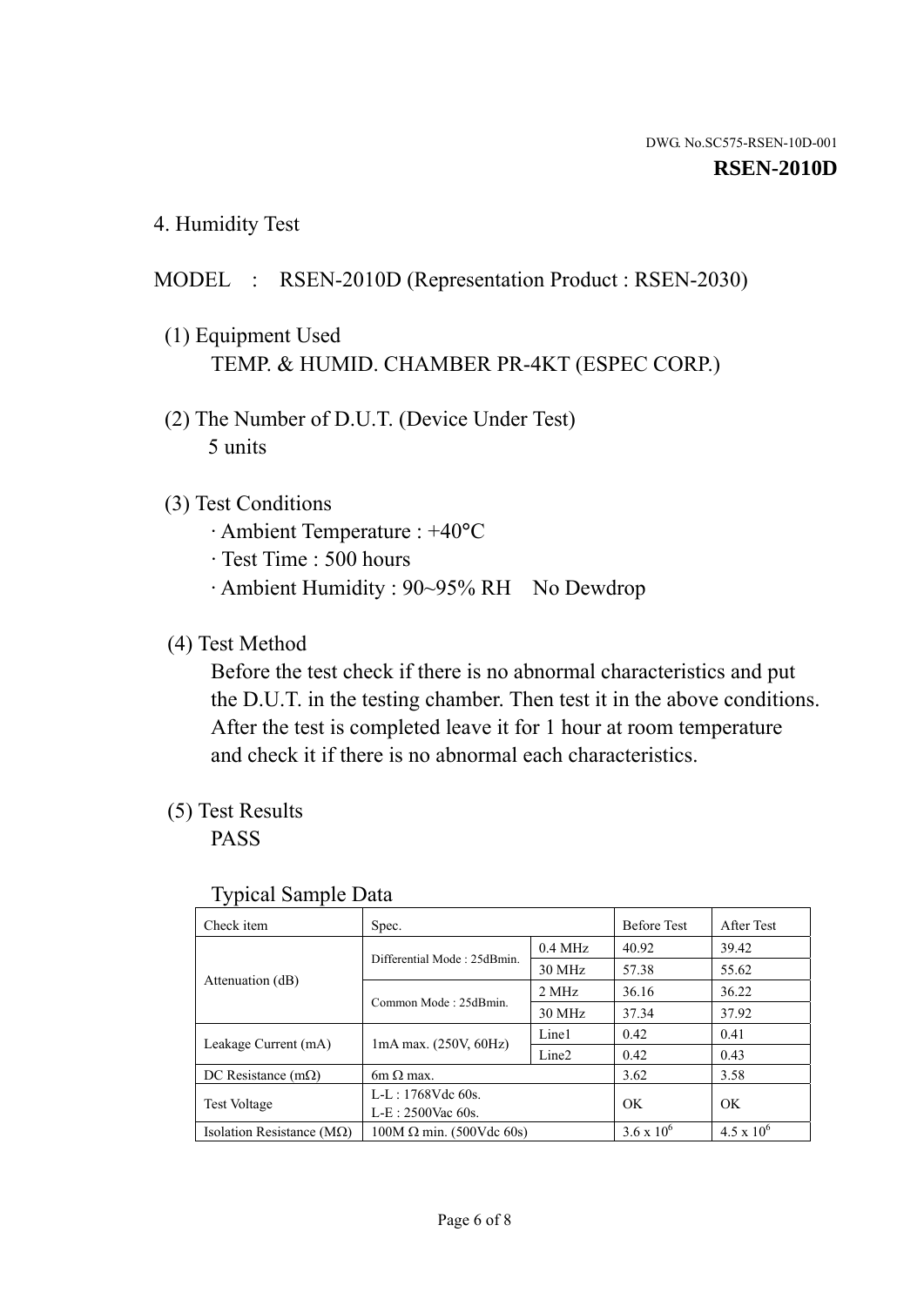DWG. No.SC575-RSEN-10D-001

**RSEN-2010D**

## 4. Humidity Test

MODEL : RSEN-2010D (Representation Product : RSEN-2030)

(1) Equipment Used
TEMP. & HUMID. CHAMBER PR-4KT (ESPEC CORP.)

(2) The Number of D.U.T. (Device Under Test)
5 units

(3) Test Conditions
· Ambient Temperature : +40°C
· Test Time : 500 hours
· Ambient Humidity : 90~95% RH No Dewdrop

(4) Test Method
Before the test check if there is no abnormal characteristics and put the D.U.T. in the testing chamber. Then test it in the above conditions. After the test is completed leave it for 1 hour at room temperature and check it if there is no abnormal each characteristics.

(5) Test Results
PASS

Typical Sample Data

| Check item | Spec. | | Before Test | After Test |
|---|---|---|---|---|
| Attenuation (dB) | Differential Mode : 25dBmin. | 0.4 MHz | 40.92 | 39.42 |
| | | 30 MHz | 57.38 | 55.62 |
| | Common Mode : 25dBmin. | 2 MHz | 36.16 | 36.22 |
| | | 30 MHz | 37.34 | 37.92 |
| Leakage Current (mA) | 1mA max. (250V, 60Hz) | Line1 | 0.42 | 0.41 |
| | | Line2 | 0.42 | 0.43 |
| DC Resistance (mΩ) | 6m Ω max. | | 3.62 | 3.58 |
| Test Voltage | L-L : 1768Vdc 60s.<br>L-E : 2500Vac 60s. | | OK | OK |
| Isolation Resistance (MΩ) | 100M Ω min. (500Vdc 60s) | | $3.6 \times 10^6$ | $4.5 \times 10^6$ |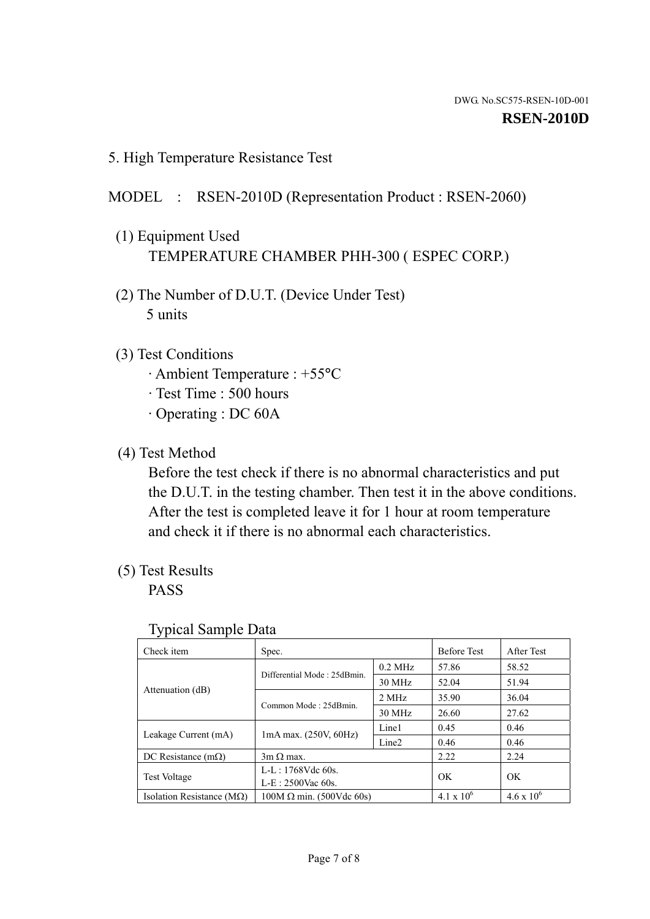DWG. No.SC575-RSEN-10D-001

**RSEN-2010D**

## 5. High Temperature Resistance Test

MODEL : RSEN-2010D (Representation Product : RSEN-2060)

(1) Equipment Used
TEMPERATURE CHAMBER PHH-300 ( ESPEC CORP.)

(2) The Number of D.U.T. (Device Under Test)
5 units

(3) Test Conditions
- Ambient Temperature : +55°C
- Test Time : 500 hours
- Operating : DC 60A

(4) Test Method
Before the test check if there is no abnormal characteristics and put the D.U.T. in the testing chamber. Then test it in the above conditions. After the test is completed leave it for 1 hour at room temperature and check it if there is no abnormal each characteristics.

(5) Test Results
PASS

Typical Sample Data

| Check item | Spec. | | Before Test | After Test |
|---|---|---|---|---|
| Attenuation (dB) | Differential Mode : 25dBmin. | 0.2 MHz | 57.86 | 58.52 |
| | | 30 MHz | 52.04 | 51.94 |
| | Common Mode : 25dBmin. | 2 MHz | 35.90 | 36.04 |
| | | 30 MHz | 26.60 | 27.62 |
| Leakage Current (mA) | 1mA max. (250V, 60Hz) | Line1 | 0.45 | 0.46 |
| | | Line2 | 0.46 | 0.46 |
| DC Resistance (mΩ) | 3m Ω max. | | 2.22 | 2.24 |
| Test Voltage | L-L : 1768Vdc 60s. L-E : 2500Vac 60s. | | OK | OK |
| Isolation Resistance (MΩ) | 100M Ω min. (500Vdc 60s) | | $4.1 \times 10^6$ | $4.6 \times 10^6$ |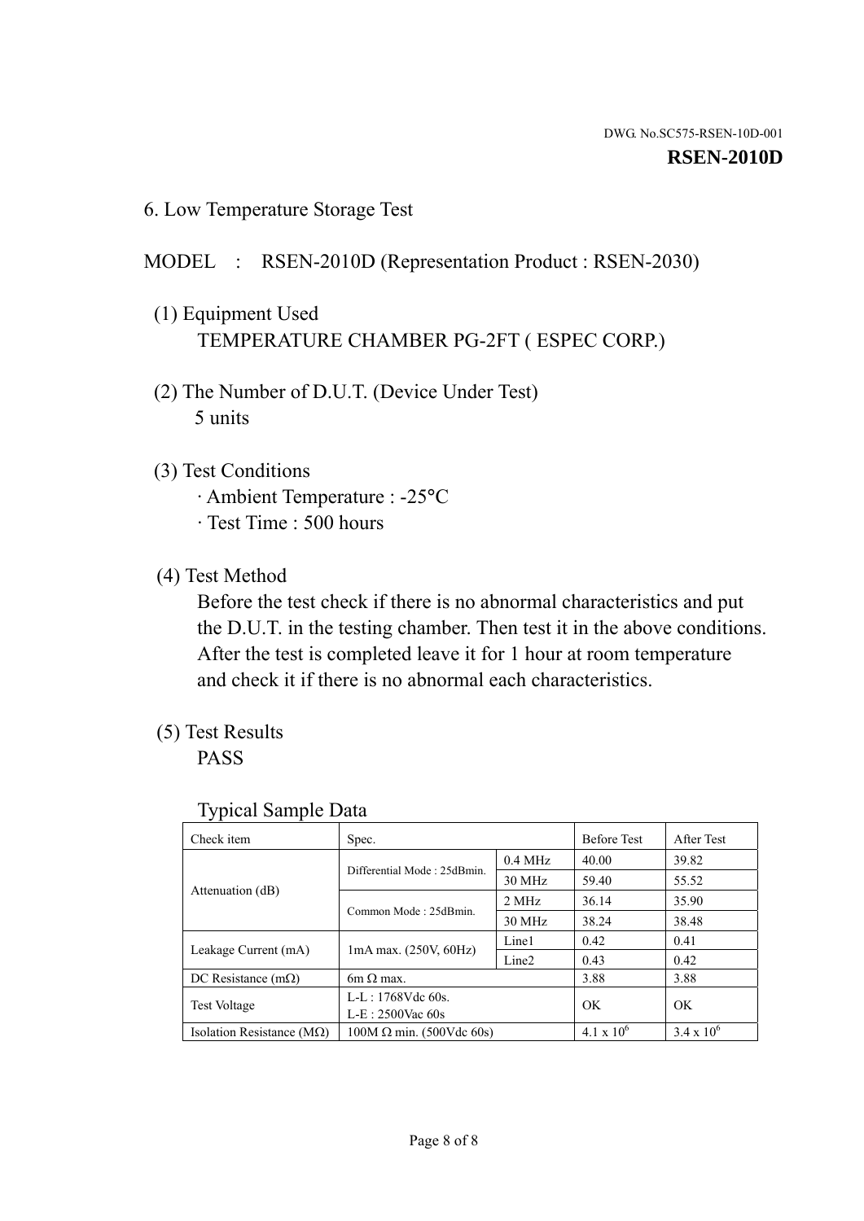DWG. No.SC575-RSEN-10D-001

**RSEN-2010D**

## 6. Low Temperature Storage Test

MODEL : RSEN-2010D (Representation Product : RSEN-2030)

(1) Equipment Used
TEMPERATURE CHAMBER PG-2FT ( ESPEC CORP.)

(2) The Number of D.U.T. (Device Under Test)
5 units

(3) Test Conditions
· Ambient Temperature : -25°C
· Test Time : 500 hours

(4) Test Method
Before the test check if there is no abnormal characteristics and put the D.U.T. in the testing chamber. Then test it in the above conditions. After the test is completed leave it for 1 hour at room temperature and check it if there is no abnormal each characteristics.

(5) Test Results
PASS

Typical Sample Data

| Check item | Spec. | | Before Test | After Test |
|---|---|---|---|---|
| Attenuation (dB) | Differential Mode : 25dBmin. | 0.4 MHz | 40.00 | 39.82 |
| | | 30 MHz | 59.40 | 55.52 |
| | Common Mode : 25dBmin. | 2 MHz | 36.14 | 35.90 |
| | | 30 MHz | 38.24 | 38.48 |
| Leakage Current (mA) | 1mA max. (250V, 60Hz) | Line1 | 0.42 | 0.41 |
| | | Line2 | 0.43 | 0.42 |
| DC Resistance (mΩ) | 6m Ω max. | | 3.88 | 3.88 |
| Test Voltage | L-L : 1768Vdc 60s.<br>L-E : 2500Vac 60s | | OK | OK |
| Isolation Resistance (MΩ) | 100M Ω min. (500Vdc 60s) | | $4.1 \times 10^6$ | $3.4 \times 10^6$ |